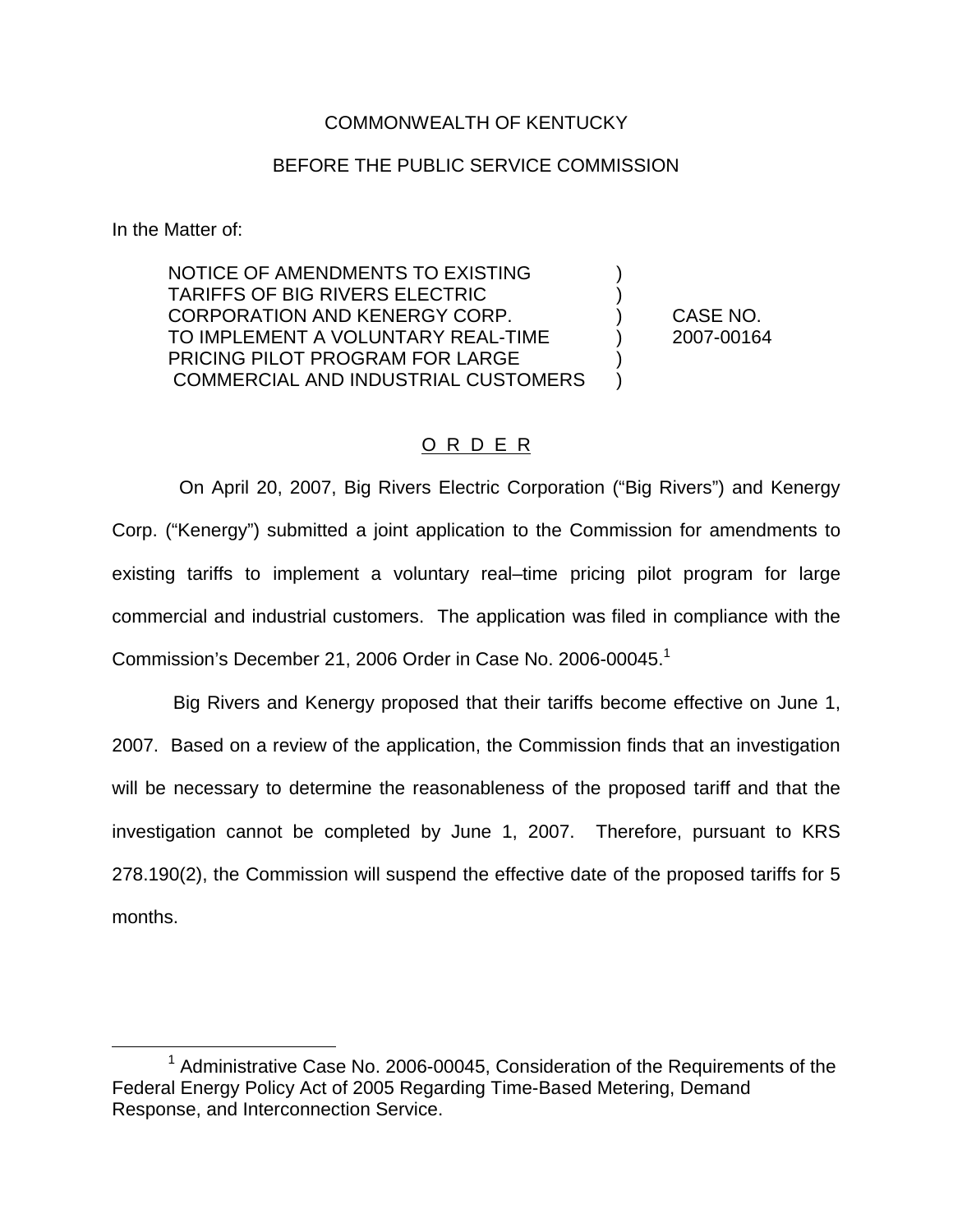COMMONWEALTH OF KENTUCKY

BEFORE THE PUBLIC SERVICE COMMISSION

In the Matter of:

| | | |
|---|---|---|
| NOTICE OF AMENDMENTS TO EXISTING TARIFFS OF BIG RIVERS ELECTRIC CORPORATION AND KENERGY CORP. TO IMPLEMENT A VOLUNTARY REAL-TIME PRICING PILOT PROGRAM FOR LARGE COMMERCIAL AND INDUSTRIAL CUSTOMERS | ) | CASE NO. 2007-00164 |

O R D E R

On April 20, 2007, Big Rivers Electric Corporation ("Big Rivers") and Kenergy Corp. ("Kenergy") submitted a joint application to the Commission for amendments to existing tariffs to implement a voluntary real–time pricing pilot program for large commercial and industrial customers. The application was filed in compliance with the Commission's December 21, 2006 Order in Case No. 2006-00045.[1]

Big Rivers and Kenergy proposed that their tariffs become effective on June 1, 2007. Based on a review of the application, the Commission finds that an investigation will be necessary to determine the reasonableness of the proposed tariff and that the investigation cannot be completed by June 1, 2007. Therefore, pursuant to KRS 278.190(2), the Commission will suspend the effective date of the proposed tariffs for 5 months.

---

[1] Administrative Case No. 2006-00045, Consideration of the Requirements of the Federal Energy Policy Act of 2005 Regarding Time-Based Metering, Demand Response, and Interconnection Service.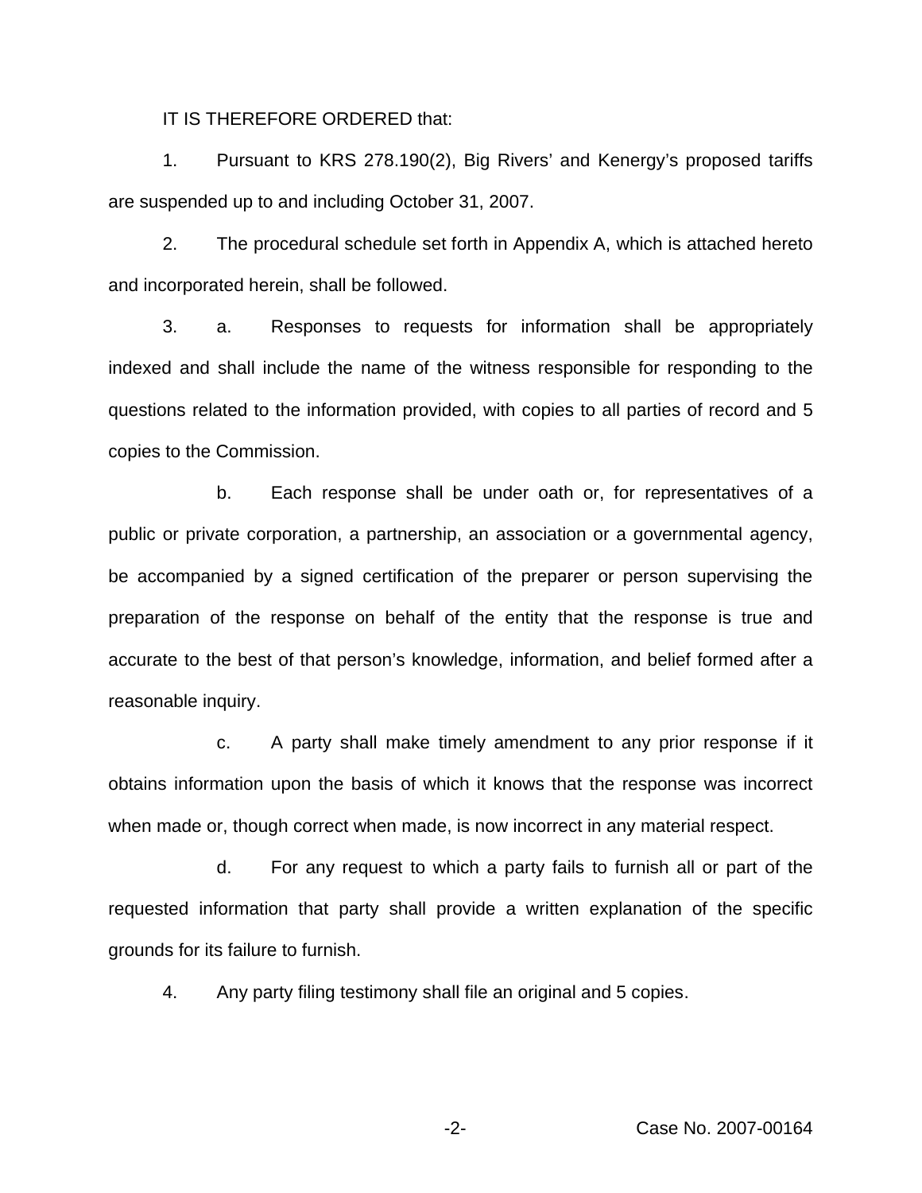IT IS THEREFORE ORDERED that:

1. Pursuant to KRS 278.190(2), Big Rivers' and Kenergy's proposed tariffs are suspended up to and including October 31, 2007.

2. The procedural schedule set forth in Appendix A, which is attached hereto and incorporated herein, shall be followed.

3. a. Responses to requests for information shall be appropriately indexed and shall include the name of the witness responsible for responding to the questions related to the information provided, with copies to all parties of record and 5 copies to the Commission.

   b. Each response shall be under oath or, for representatives of a public or private corporation, a partnership, an association or a governmental agency, be accompanied by a signed certification of the preparer or person supervising the preparation of the response on behalf of the entity that the response is true and accurate to the best of that person's knowledge, information, and belief formed after a reasonable inquiry.

   c. A party shall make timely amendment to any prior response if it obtains information upon the basis of which it knows that the response was incorrect when made or, though correct when made, is now incorrect in any material respect.

   d. For any request to which a party fails to furnish all or part of the requested information that party shall provide a written explanation of the specific grounds for its failure to furnish.

4. Any party filing testimony shall file an original and 5 copies.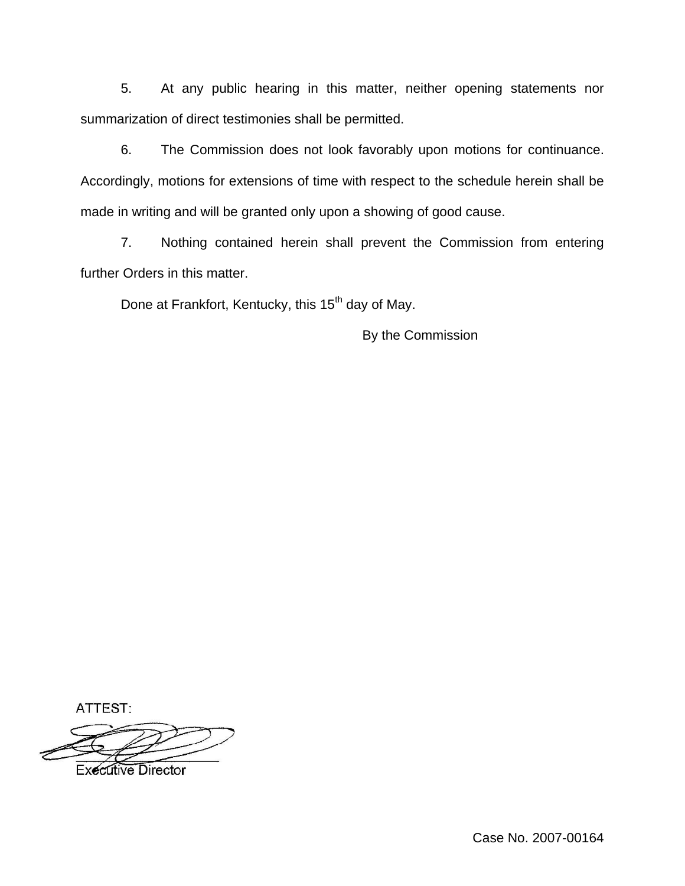5. At any public hearing in this matter, neither opening statements nor summarization of direct testimonies shall be permitted.

6. The Commission does not look favorably upon motions for continuance. Accordingly, motions for extensions of time with respect to the schedule herein shall be made in writing and will be granted only upon a showing of good cause.

7. Nothing contained herein shall prevent the Commission from entering further Orders in this matter.

Done at Frankfort, Kentucky, this 15th day of May.

By the Commission

ATTEST:

Executive Director

Case No. 2007-00164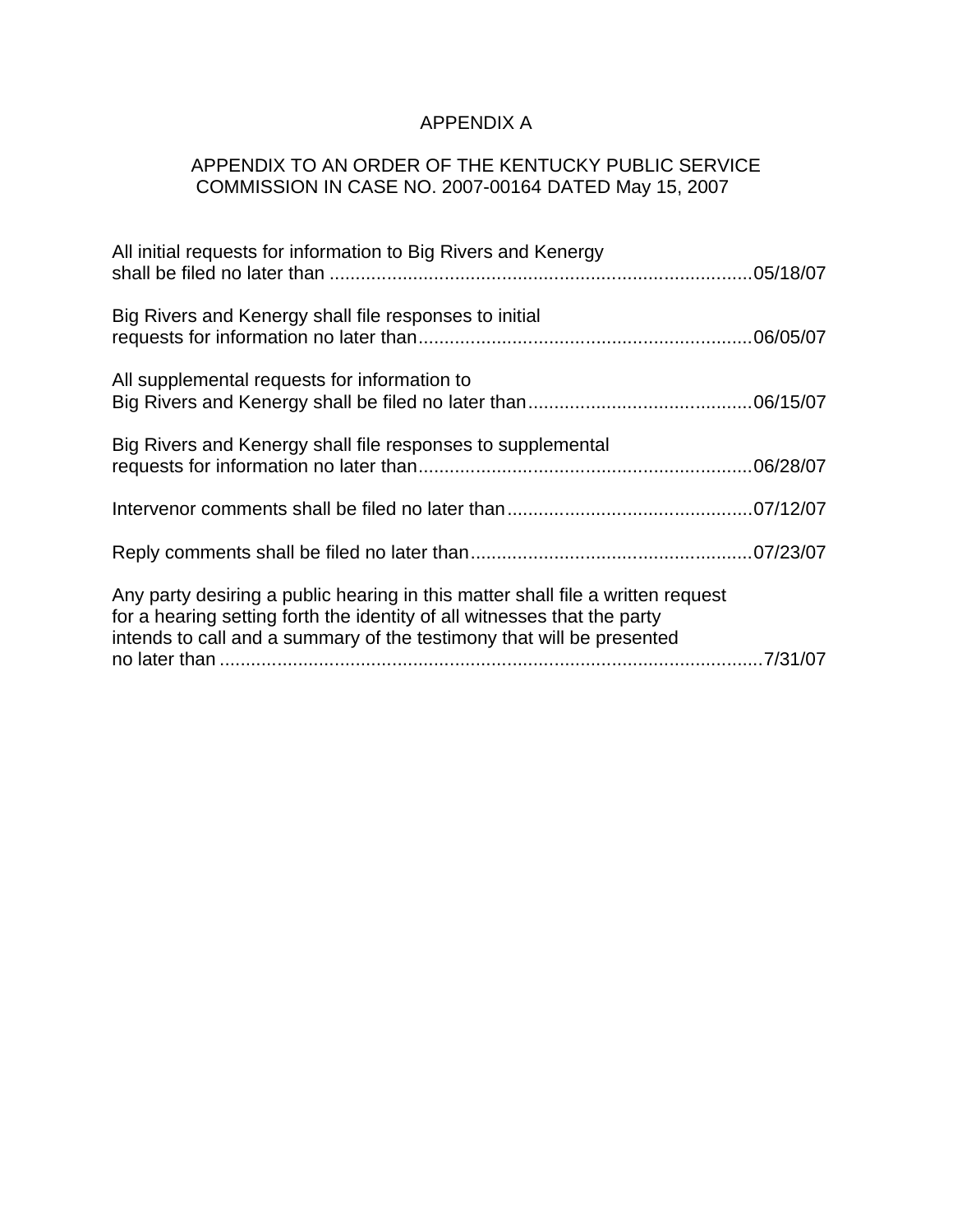# APPENDIX A

## APPENDIX TO AN ORDER OF THE KENTUCKY PUBLIC SERVICE COMMISSION IN CASE NO. 2007-00164 DATED May 15, 2007

All initial requests for information to Big Rivers and Kenergy shall be filed no later than ..................................................................................05/18/07

Big Rivers and Kenergy shall file responses to initial requests for information no later than................................................................06/05/07

All supplemental requests for information to Big Rivers and Kenergy shall be filed no later than...........................................06/15/07

Big Rivers and Kenergy shall file responses to supplemental requests for information no later than................................................................06/28/07

Intervenor comments shall be filed no later than...............................................07/12/07

Reply comments shall be filed no later than......................................................07/23/07

Any party desiring a public hearing in this matter shall file a written request for a hearing setting forth the identity of all witnesses that the party intends to call and a summary of the testimony that will be presented no later than ........................................................................................................7/31/07